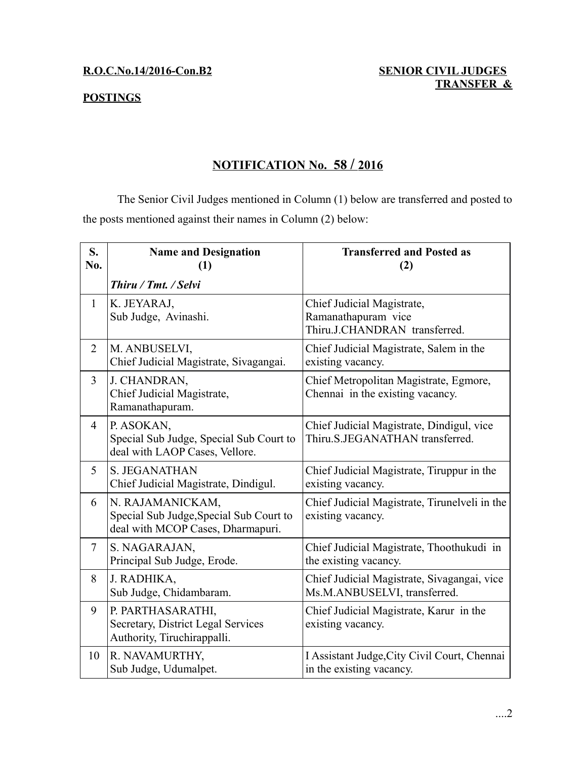**R.O.C.No.14/2016-Con.B2** **SENIOR CIVIL JUDGES TRANSFER & POSTINGS**

## NOTIFICATION No. 58 / 2016

The Senior Civil Judges mentioned in Column (1) below are transferred and posted to the posts mentioned against their names in Column (2) below:

| S. No. | Name and Designation (1) *Thiru / Tmt. / Selvi* | Transferred and Posted as (2) |
|---|---|---|
| 1 | K. JEYARAJ, Sub Judge, Avinashi. | Chief Judicial Magistrate, Ramanathapuram vice Thiru.J.CHANDRAN transferred. |
| 2 | M. ANBUSELVI, Chief Judicial Magistrate, Sivagangai. | Chief Judicial Magistrate, Salem in the existing vacancy. |
| 3 | J. CHANDRAN, Chief Judicial Magistrate, Ramanathapuram. | Chief Metropolitan Magistrate, Egmore, Chennai in the existing vacancy. |
| 4 | P. ASOKAN, Special Sub Judge, Special Sub Court to deal with LAOP Cases, Vellore. | Chief Judicial Magistrate, Dindigul, vice Thiru.S.JEGANATHAN transferred. |
| 5 | S. JEGANATHAN Chief Judicial Magistrate, Dindigul. | Chief Judicial Magistrate, Tiruppur in the existing vacancy. |
| 6 | N. RAJAMANICKAM, Special Sub Judge,Special Sub Court to deal with MCOP Cases, Dharmapuri. | Chief Judicial Magistrate, Tirunelveli in the existing vacancy. |
| 7 | S. NAGARAJAN, Principal Sub Judge, Erode. | Chief Judicial Magistrate, Thoothukudi in the existing vacancy. |
| 8 | J. RADHIKA, Sub Judge, Chidambaram. | Chief Judicial Magistrate, Sivagangai, vice Ms.M.ANBUSELVI, transferred. |
| 9 | P. PARTHASARATHI, Secretary, District Legal Services Authority, Tiruchirappalli. | Chief Judicial Magistrate, Karur in the existing vacancy. |
| 10 | R. NAVAMURTHY, Sub Judge, Udumalpet. | I Assistant Judge,City Civil Court, Chennai in the existing vacancy. |

....2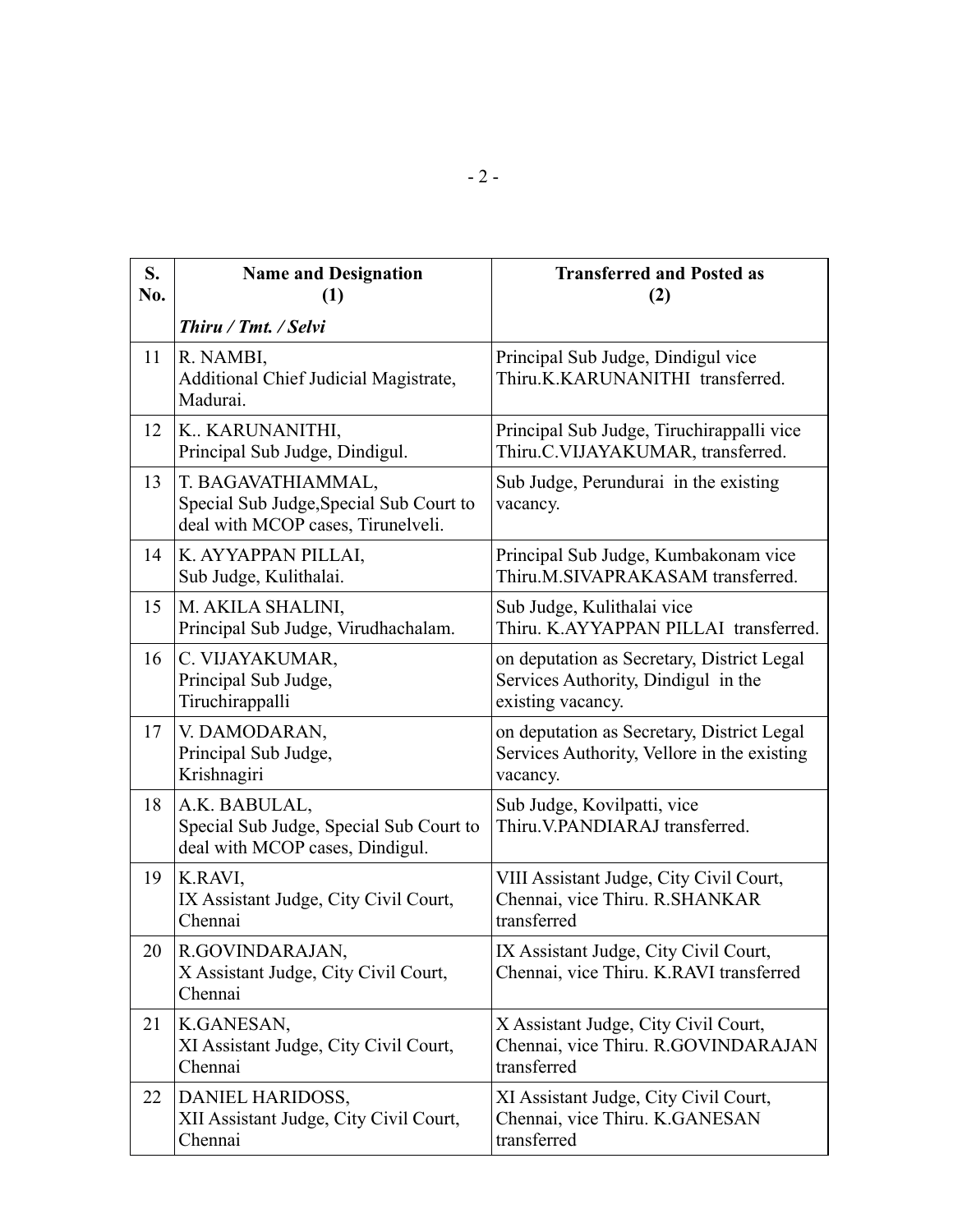| S. No. | Name and Designation (1) | Transferred and Posted as (2) |
|---|---|---|
| | *Thiru / Tmt. / Selvi* | |
| 11 | R. NAMBI, Additional Chief Judicial Magistrate, Madurai. | Principal Sub Judge, Dindigul vice Thiru.K.KARUNANITHI transferred. |
| 12 | K.. KARUNANITHI, Principal Sub Judge, Dindigul. | Principal Sub Judge, Tiruchirappalli vice Thiru.C.VIJAYAKUMAR, transferred. |
| 13 | T. BAGAVATHIAMMAL, Special Sub Judge,Special Sub Court to deal with MCOP cases, Tirunelveli. | Sub Judge, Perundurai in the existing vacancy. |
| 14 | K. AYYAPPAN PILLAI, Sub Judge, Kulithalai. | Principal Sub Judge, Kumbakonam vice Thiru.M.SIVAPRAKASAM transferred. |
| 15 | M. AKILA SHALINI, Principal Sub Judge, Virudhachalam. | Sub Judge, Kulithalai vice Thiru. K.AYYAPPAN PILLAI transferred. |
| 16 | C. VIJAYAKUMAR, Principal Sub Judge, Tiruchirappalli | on deputation as Secretary, District Legal Services Authority, Dindigul in the existing vacancy. |
| 17 | V. DAMODARAN, Principal Sub Judge, Krishnagiri | on deputation as Secretary, District Legal Services Authority, Vellore in the existing vacancy. |
| 18 | A.K. BABULAL, Special Sub Judge, Special Sub Court to deal with MCOP cases, Dindigul. | Sub Judge, Kovilpatti, vice Thiru.V.PANDIARAJ transferred. |
| 19 | K.RAVI, IX Assistant Judge, City Civil Court, Chennai | VIII Assistant Judge, City Civil Court, Chennai, vice Thiru. R.SHANKAR transferred |
| 20 | R.GOVINDARAJAN, X Assistant Judge, City Civil Court, Chennai | IX Assistant Judge, City Civil Court, Chennai, vice Thiru. K.RAVI transferred |
| 21 | K.GANESAN, XI Assistant Judge, City Civil Court, Chennai | X Assistant Judge, City Civil Court, Chennai, vice Thiru. R.GOVINDARAJAN transferred |
| 22 | DANIEL HARIDOSS, XII Assistant Judge, City Civil Court, Chennai | XI Assistant Judge, City Civil Court, Chennai, vice Thiru. K.GANESAN transferred |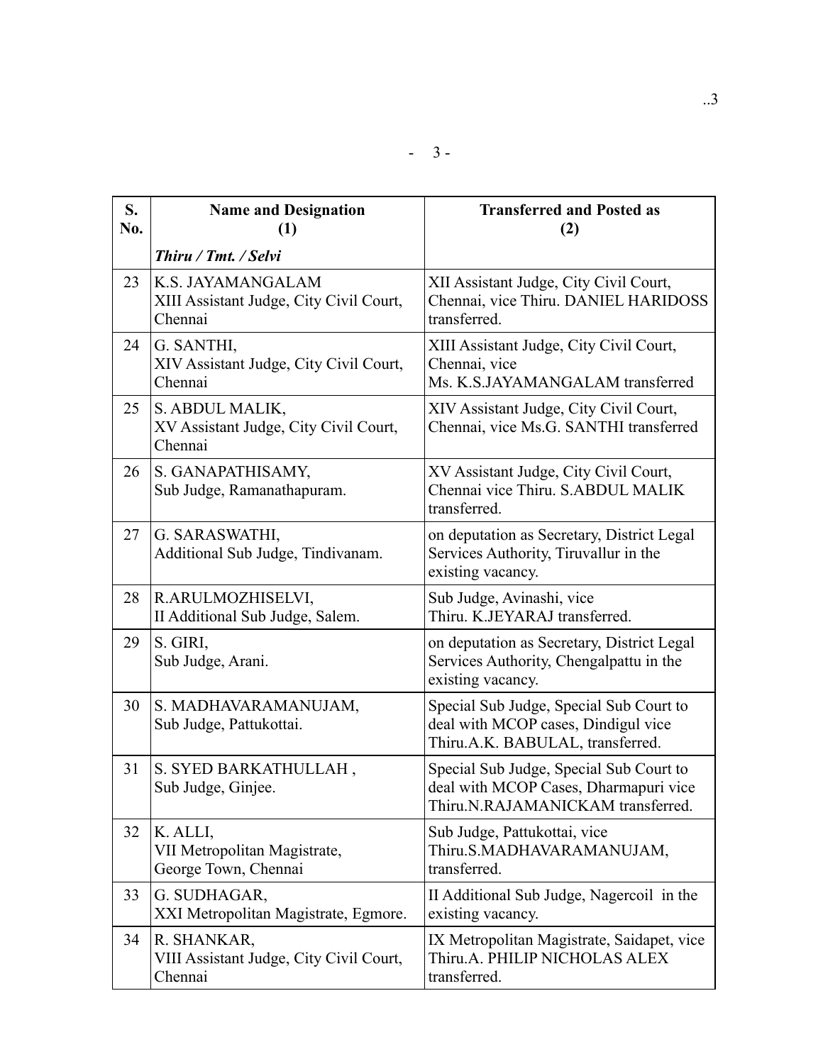| S. No. | Name and Designation (1) | Transferred and Posted as (2) |
|---|---|---|
| | *Thiru / Tmt. / Selvi* | |
| 23 | K.S. JAYAMANGALAM XIII Assistant Judge, City Civil Court, Chennai | XII Assistant Judge, City Civil Court, Chennai, vice Thiru. DANIEL HARIDOSS transferred. |
| 24 | G. SANTHI, XIV Assistant Judge, City Civil Court, Chennai | XIII Assistant Judge, City Civil Court, Chennai, vice Ms. K.S.JAYAMANGALAM transferred |
| 25 | S. ABDUL MALIK, XV Assistant Judge, City Civil Court, Chennai | XIV Assistant Judge, City Civil Court, Chennai, vice Ms.G. SANTHI transferred |
| 26 | S. GANAPATHISAMY, Sub Judge, Ramanathapuram. | XV Assistant Judge, City Civil Court, Chennai vice Thiru. S.ABDUL MALIK transferred. |
| 27 | G. SARASWATHI, Additional Sub Judge, Tindivanam. | on deputation as Secretary, District Legal Services Authority, Tiruvallur in the existing vacancy. |
| 28 | R.ARULMOZHISELVI, II Additional Sub Judge, Salem. | Sub Judge, Avinashi, vice Thiru. K.JEYARAJ transferred. |
| 29 | S. GIRI, Sub Judge, Arani. | on deputation as Secretary, District Legal Services Authority, Chengalpattu in the existing vacancy. |
| 30 | S. MADHAVARAMANUJAM, Sub Judge, Pattukottai. | Special Sub Judge, Special Sub Court to deal with MCOP cases, Dindigul vice Thiru.A.K. BABULAL, transferred. |
| 31 | S. SYED BARKATHULLAH , Sub Judge, Ginjee. | Special Sub Judge, Special Sub Court to deal with MCOP Cases, Dharmapuri vice Thiru.N.RAJAMANICKAM transferred. |
| 32 | K. ALLI, VII Metropolitan Magistrate, George Town, Chennai | Sub Judge, Pattukottai, vice Thiru.S.MADHAVARAMANUJAM, transferred. |
| 33 | G. SUDHAGAR, XXI Metropolitan Magistrate, Egmore. | II Additional Sub Judge, Nagercoil in the existing vacancy. |
| 34 | R. SHANKAR, VIII Assistant Judge, City Civil Court, Chennai | IX Metropolitan Magistrate, Saidapet, vice Thiru.A. PHILIP NICHOLAS ALEX transferred. |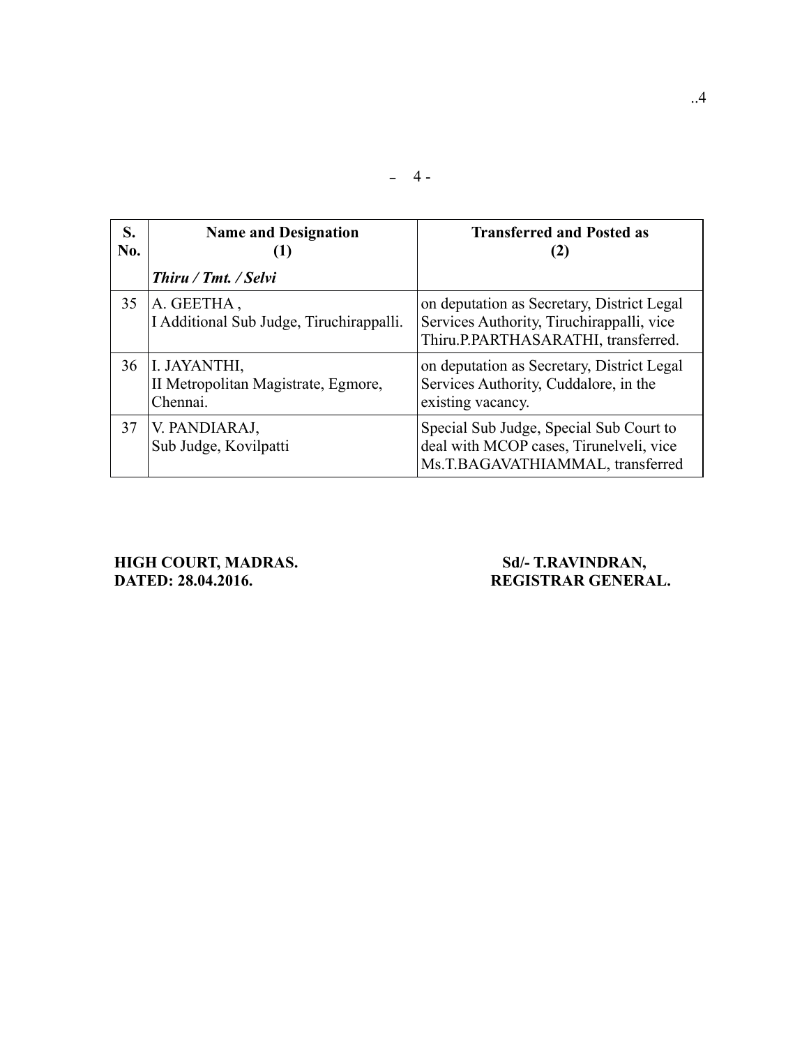| S. No. | Name and Designation (1) | Transferred and Posted as (2) |
|---|---|---|
| | *Thiru / Tmt. / Selvi* | |
| 35 | A. GEETHA , I Additional Sub Judge, Tiruchirappalli. | on deputation as Secretary, District Legal Services Authority, Tiruchirappalli, vice Thiru.P.PARTHASARATHI, transferred. |
| 36 | I. JAYANTHI, II Metropolitan Magistrate, Egmore, Chennai. | on deputation as Secretary, District Legal Services Authority, Cuddalore, in the existing vacancy. |
| 37 | V. PANDIARAJ, Sub Judge, Kovilpatti | Special Sub Judge, Special Sub Court to deal with MCOP cases, Tirunelveli, vice Ms.T.BAGAVATHIAMMAL, transferred |

**HIGH COURT, MADRAS.**
**DATED: 28.04.2016.**

**Sd/- T.RAVINDRAN,**
**REGISTRAR GENERAL.**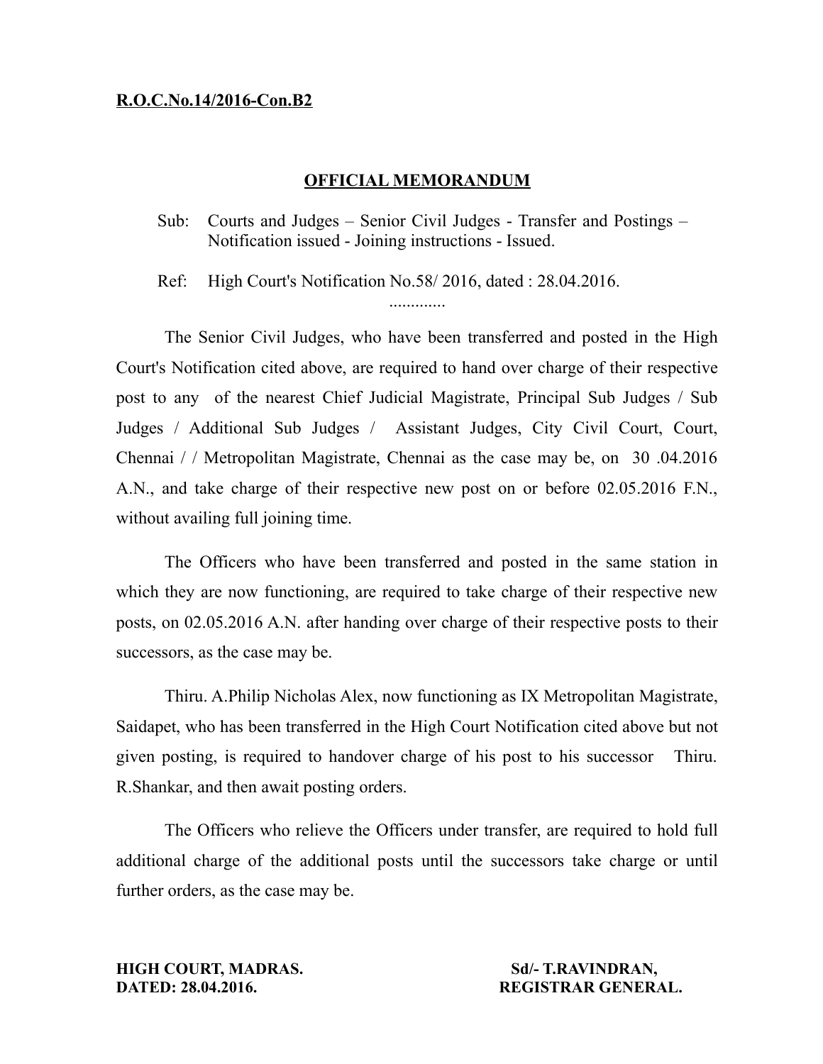**R.O.C.No.14/2016-Con.B2**

**OFFICIAL MEMORANDUM**

Sub: Courts and Judges – Senior Civil Judges - Transfer and Postings – Notification issued - Joining instructions - Issued.

Ref: High Court's Notification No.58/ 2016, dated : 28.04.2016.

.............

The Senior Civil Judges, who have been transferred and posted in the High Court's Notification cited above, are required to hand over charge of their respective post to any of the nearest Chief Judicial Magistrate, Principal Sub Judges / Sub Judges / Additional Sub Judges / Assistant Judges, City Civil Court, Court, Chennai / / Metropolitan Magistrate, Chennai as the case may be, on 30 .04.2016 A.N., and take charge of their respective new post on or before 02.05.2016 F.N., without availing full joining time.

The Officers who have been transferred and posted in the same station in which they are now functioning, are required to take charge of their respective new posts, on 02.05.2016 A.N. after handing over charge of their respective posts to their successors, as the case may be.

Thiru. A.Philip Nicholas Alex, now functioning as IX Metropolitan Magistrate, Saidapet, who has been transferred in the High Court Notification cited above but not given posting, is required to handover charge of his post to his successor Thiru. R.Shankar, and then await posting orders.

The Officers who relieve the Officers under transfer, are required to hold full additional charge of the additional posts until the successors take charge or until further orders, as the case may be.

**HIGH COURT, MADRAS.** **Sd/- T.RAVINDRAN,**
**DATED: 28.04.2016.** **REGISTRAR GENERAL.**